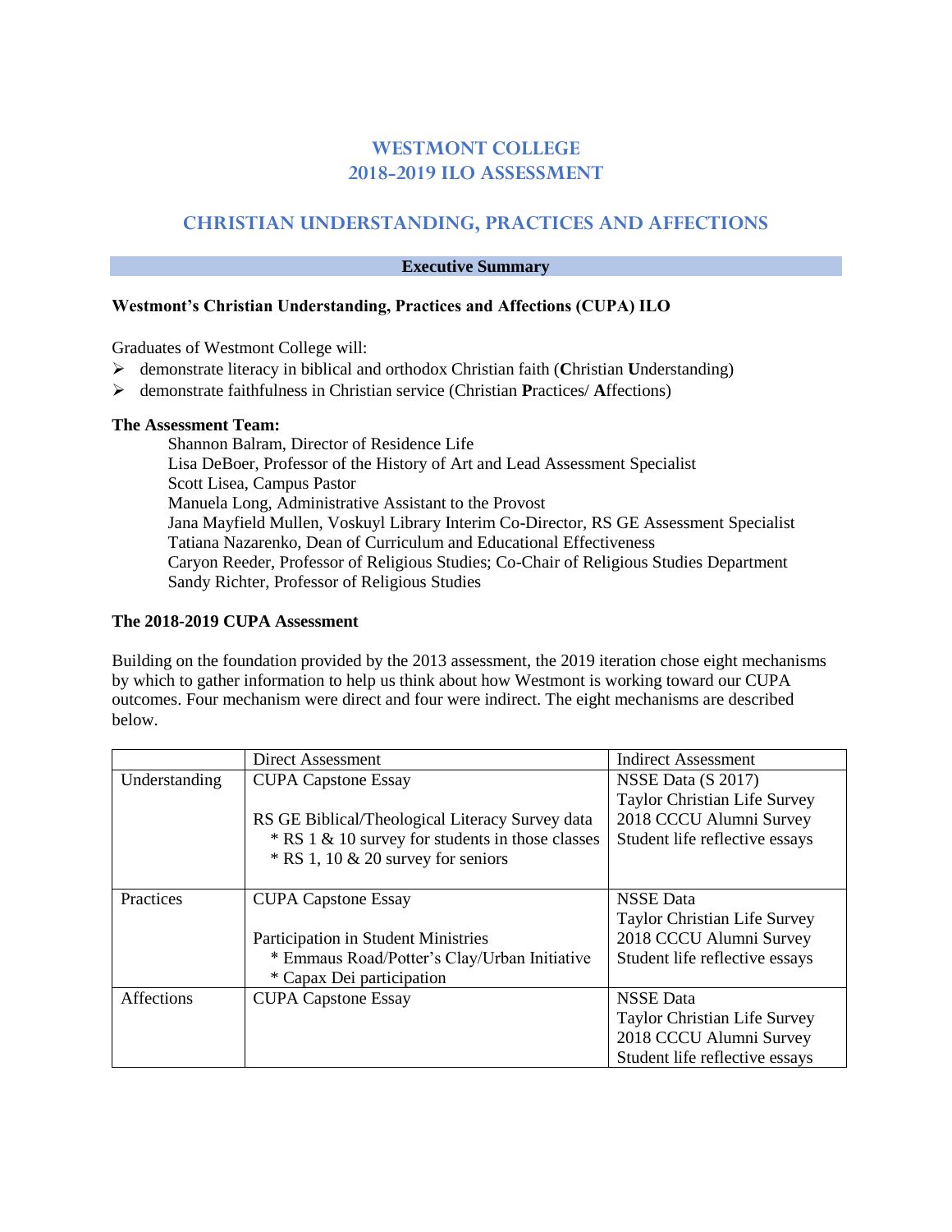# WESTMONT COLLEGE
# 2018-2019 ILO ASSESSMENT

## CHRISTIAN UNDERSTANDING, PRACTICES AND AFFECTIONS

### Executive Summary

**Westmont's Christian Understanding, Practices and Affections (CUPA) ILO**

Graduates of Westmont College will:

- demonstrate literacy in biblical and orthodox Christian faith (**C**hristian **U**nderstanding)
- demonstrate faithfulness in Christian service (Christian **P**ractices/ **A**ffections)

**The Assessment Team:**

Shannon Balram, Director of Residence Life
Lisa DeBoer, Professor of the History of Art and Lead Assessment Specialist
Scott Lisea, Campus Pastor
Manuela Long, Administrative Assistant to the Provost
Jana Mayfield Mullen, Voskuyl Library Interim Co-Director, RS GE Assessment Specialist
Tatiana Nazarenko, Dean of Curriculum and Educational Effectiveness
Caryon Reeder, Professor of Religious Studies; Co-Chair of Religious Studies Department
Sandy Richter, Professor of Religious Studies

**The 2018-2019 CUPA Assessment**

Building on the foundation provided by the 2013 assessment, the 2019 iteration chose eight mechanisms by which to gather information to help us think about how Westmont is working toward our CUPA outcomes. Four mechanism were direct and four were indirect. The eight mechanisms are described below.

| | Direct Assessment | Indirect Assessment |
|---|---|---|
| Understanding | CUPA Capstone Essay<br><br>RS GE Biblical/Theological Literacy Survey data<br>* RS 1 & 10 survey for students in those classes<br>* RS 1, 10 & 20 survey for seniors | NSSE Data (S 2017)<br>Taylor Christian Life Survey<br>2018 CCCU Alumni Survey<br>Student life reflective essays |
| Practices | CUPA Capstone Essay<br><br>Participation in Student Ministries<br>* Emmaus Road/Potter's Clay/Urban Initiative<br>* Capax Dei participation | NSSE Data<br>Taylor Christian Life Survey<br>2018 CCCU Alumni Survey<br>Student life reflective essays |
| Affections | CUPA Capstone Essay | NSSE Data<br>Taylor Christian Life Survey<br>2018 CCCU Alumni Survey<br>Student life reflective essays |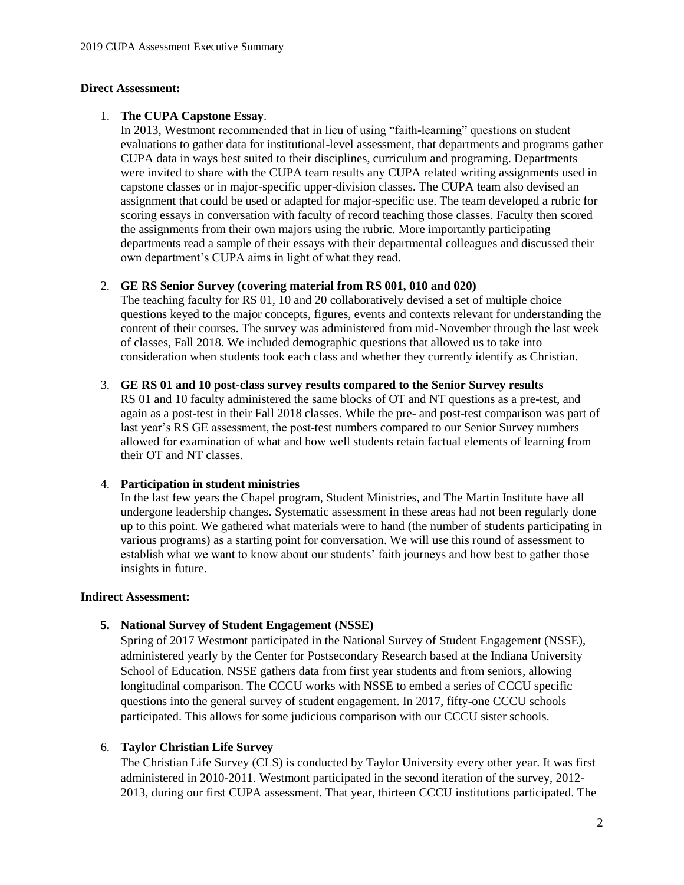**Direct Assessment:**

1. **The CUPA Capstone Essay**.
   In 2013, Westmont recommended that in lieu of using "faith-learning" questions on student evaluations to gather data for institutional-level assessment, that departments and programs gather CUPA data in ways best suited to their disciplines, curriculum and programing. Departments were invited to share with the CUPA team results any CUPA related writing assignments used in capstone classes or in major-specific upper-division classes. The CUPA team also devised an assignment that could be used or adapted for major-specific use. The team developed a rubric for scoring essays in conversation with faculty of record teaching those classes. Faculty then scored the assignments from their own majors using the rubric. More importantly participating departments read a sample of their essays with their departmental colleagues and discussed their own department's CUPA aims in light of what they read.

2. **GE RS Senior Survey (covering material from RS 001, 010 and 020)**
   The teaching faculty for RS 01, 10 and 20 collaboratively devised a set of multiple choice questions keyed to the major concepts, figures, events and contexts relevant for understanding the content of their courses. The survey was administered from mid-November through the last week of classes, Fall 2018. We included demographic questions that allowed us to take into consideration when students took each class and whether they currently identify as Christian.

3. **GE RS 01 and 10 post-class survey results compared to the Senior Survey results**
   RS 01 and 10 faculty administered the same blocks of OT and NT questions as a pre-test, and again as a post-test in their Fall 2018 classes. While the pre- and post-test comparison was part of last year's RS GE assessment, the post-test numbers compared to our Senior Survey numbers allowed for examination of what and how well students retain factual elements of learning from their OT and NT classes.

4. **Participation in student ministries**
   In the last few years the Chapel program, Student Ministries, and The Martin Institute have all undergone leadership changes. Systematic assessment in these areas had not been regularly done up to this point. We gathered what materials were to hand (the number of students participating in various programs) as a starting point for conversation. We will use this round of assessment to establish what we want to know about our students' faith journeys and how best to gather those insights in future.

**Indirect Assessment:**

5. **National Survey of Student Engagement (NSSE)**
   Spring of 2017 Westmont participated in the National Survey of Student Engagement (NSSE), administered yearly by the Center for Postsecondary Research based at the Indiana University School of Education. NSSE gathers data from first year students and from seniors, allowing longitudinal comparison. The CCCU works with NSSE to embed a series of CCCU specific questions into the general survey of student engagement. In 2017, fifty-one CCCU schools participated. This allows for some judicious comparison with our CCCU sister schools.

6. **Taylor Christian Life Survey**
   The Christian Life Survey (CLS) is conducted by Taylor University every other year. It was first administered in 2010-2011. Westmont participated in the second iteration of the survey, 2012-2013, during our first CUPA assessment. That year, thirteen CCCU institutions participated. The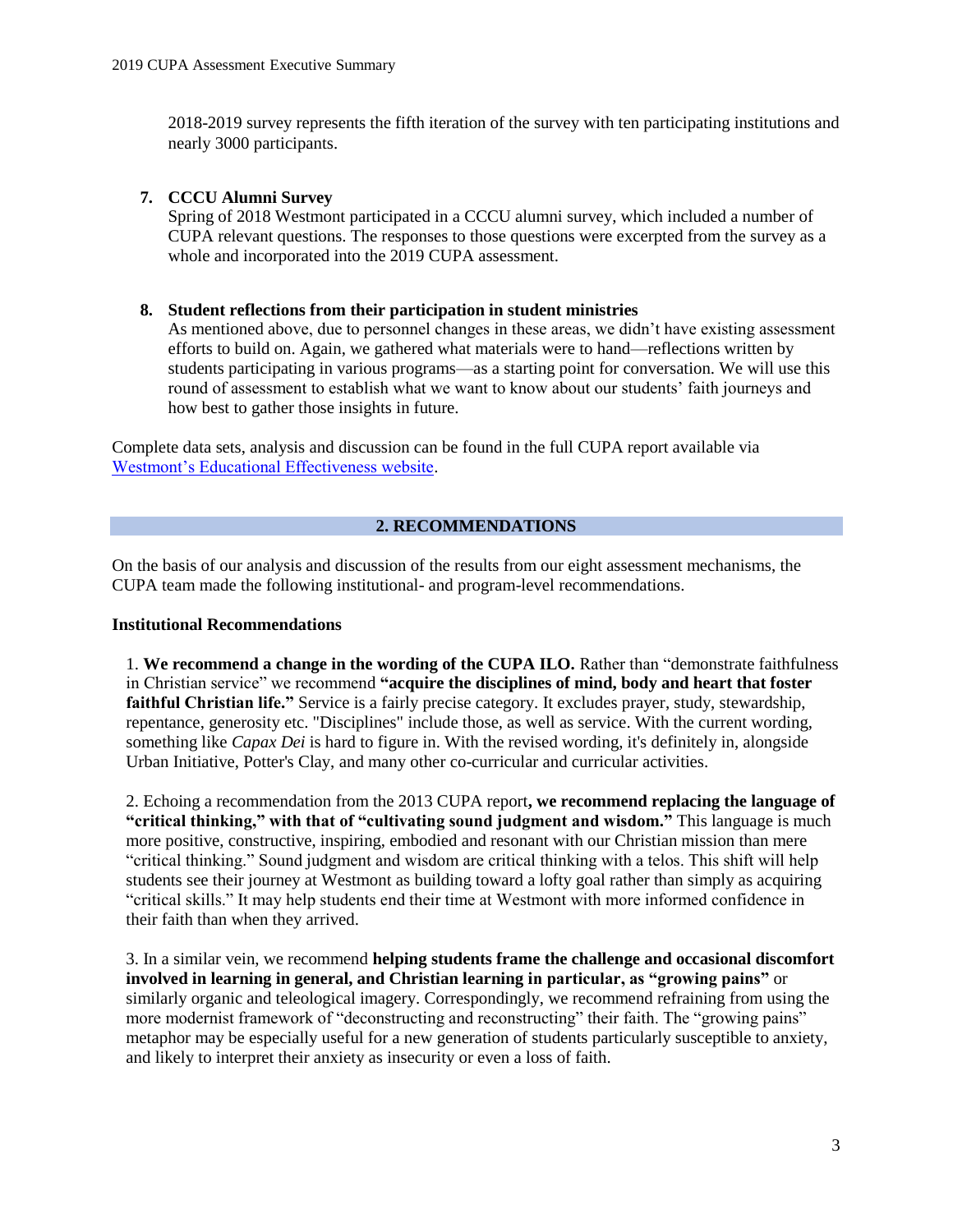2018-2019 survey represents the fifth iteration of the survey with ten participating institutions and nearly 3000 participants.

7. **CCCU Alumni Survey**
   Spring of 2018 Westmont participated in a CCCU alumni survey, which included a number of CUPA relevant questions. The responses to those questions were excerpted from the survey as a whole and incorporated into the 2019 CUPA assessment.

8. **Student reflections from their participation in student ministries**
   As mentioned above, due to personnel changes in these areas, we didn't have existing assessment efforts to build on. Again, we gathered what materials were to hand—reflections written by students participating in various programs—as a starting point for conversation. We will use this round of assessment to establish what we want to know about our students' faith journeys and how best to gather those insights in future.

Complete data sets, analysis and discussion can be found in the full CUPA report available via Westmont's Educational Effectiveness website.

## 2. RECOMMENDATIONS

On the basis of our analysis and discussion of the results from our eight assessment mechanisms, the CUPA team made the following institutional- and program-level recommendations.

### Institutional Recommendations

1. **We recommend a change in the wording of the CUPA ILO.** Rather than "demonstrate faithfulness in Christian service" we recommend **"acquire the disciplines of mind, body and heart that foster faithful Christian life."** Service is a fairly precise category. It excludes prayer, study, stewardship, repentance, generosity etc. "Disciplines" include those, as well as service. With the current wording, something like *Capax Dei* is hard to figure in. With the revised wording, it's definitely in, alongside Urban Initiative, Potter's Clay, and many other co-curricular and curricular activities.

2. Echoing a recommendation from the 2013 CUPA report**, we recommend replacing the language of "critical thinking," with that of "cultivating sound judgment and wisdom."** This language is much more positive, constructive, inspiring, embodied and resonant with our Christian mission than mere "critical thinking." Sound judgment and wisdom are critical thinking with a telos. This shift will help students see their journey at Westmont as building toward a lofty goal rather than simply as acquiring "critical skills." It may help students end their time at Westmont with more informed confidence in their faith than when they arrived.

3. In a similar vein, we recommend **helping students frame the challenge and occasional discomfort involved in learning in general, and Christian learning in particular, as "growing pains"** or similarly organic and teleological imagery. Correspondingly, we recommend refraining from using the more modernist framework of "deconstructing and reconstructing" their faith. The "growing pains" metaphor may be especially useful for a new generation of students particularly susceptible to anxiety, and likely to interpret their anxiety as insecurity or even a loss of faith.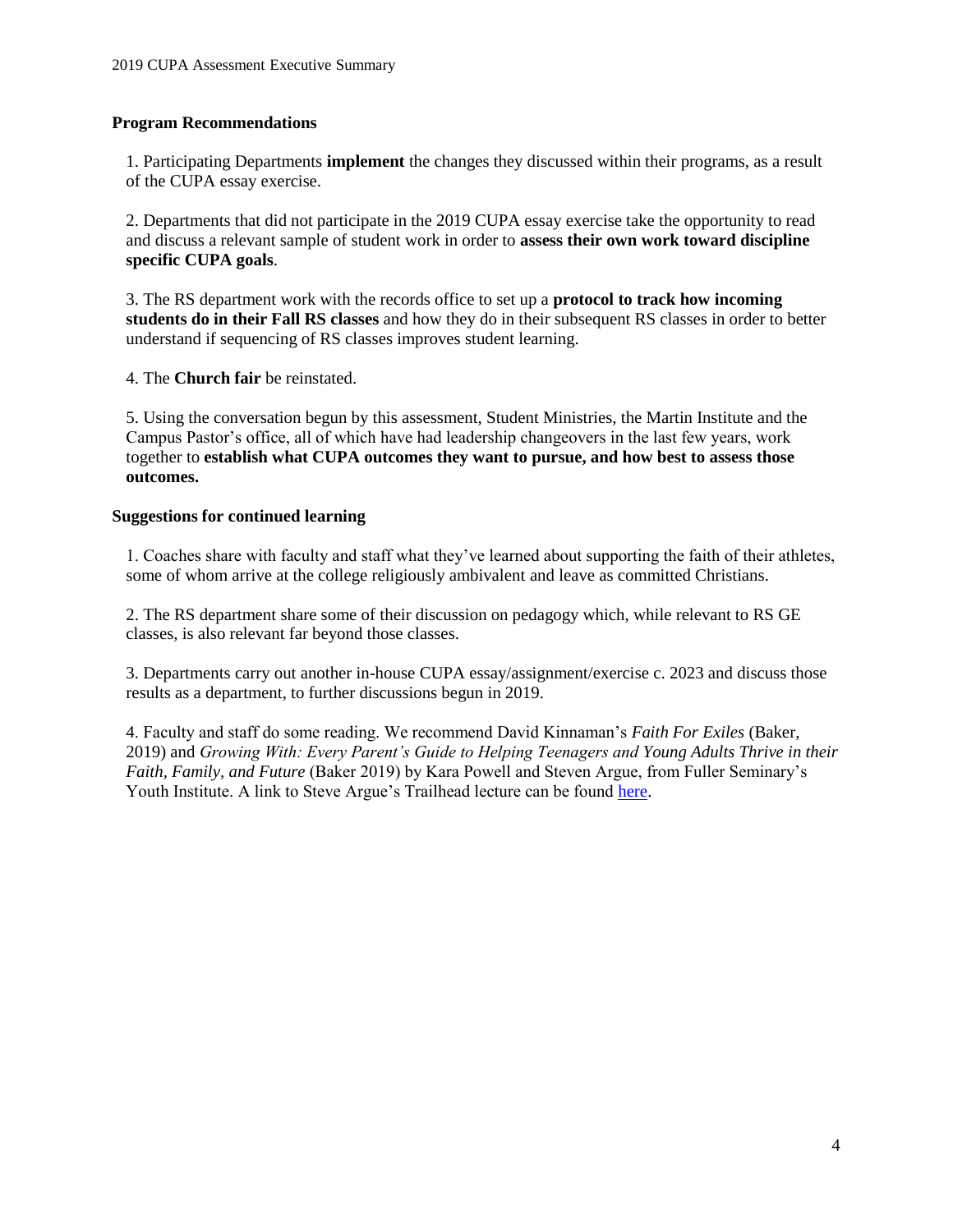### Program Recommendations

1. Participating Departments **implement** the changes they discussed within their programs, as a result of the CUPA essay exercise.

2. Departments that did not participate in the 2019 CUPA essay exercise take the opportunity to read and discuss a relevant sample of student work in order to **assess their own work toward discipline specific CUPA goals**.

3. The RS department work with the records office to set up a **protocol to track how incoming students do in their Fall RS classes** and how they do in their subsequent RS classes in order to better understand if sequencing of RS classes improves student learning.

4. The **Church fair** be reinstated.

5. Using the conversation begun by this assessment, Student Ministries, the Martin Institute and the Campus Pastor's office, all of which have had leadership changeovers in the last few years, work together to **establish what CUPA outcomes they want to pursue, and how best to assess those outcomes.**

### Suggestions for continued learning

1. Coaches share with faculty and staff what they've learned about supporting the faith of their athletes, some of whom arrive at the college religiously ambivalent and leave as committed Christians.

2. The RS department share some of their discussion on pedagogy which, while relevant to RS GE classes, is also relevant far beyond those classes.

3. Departments carry out another in-house CUPA essay/assignment/exercise c. 2023 and discuss those results as a department, to further discussions begun in 2019.

4. Faculty and staff do some reading. We recommend David Kinnaman's *Faith For Exiles* (Baker, 2019) and *Growing With: Every Parent's Guide to Helping Teenagers and Young Adults Thrive in their Faith, Family, and Future* (Baker 2019) by Kara Powell and Steven Argue, from Fuller Seminary's Youth Institute. A link to Steve Argue's Trailhead lecture can be found here.